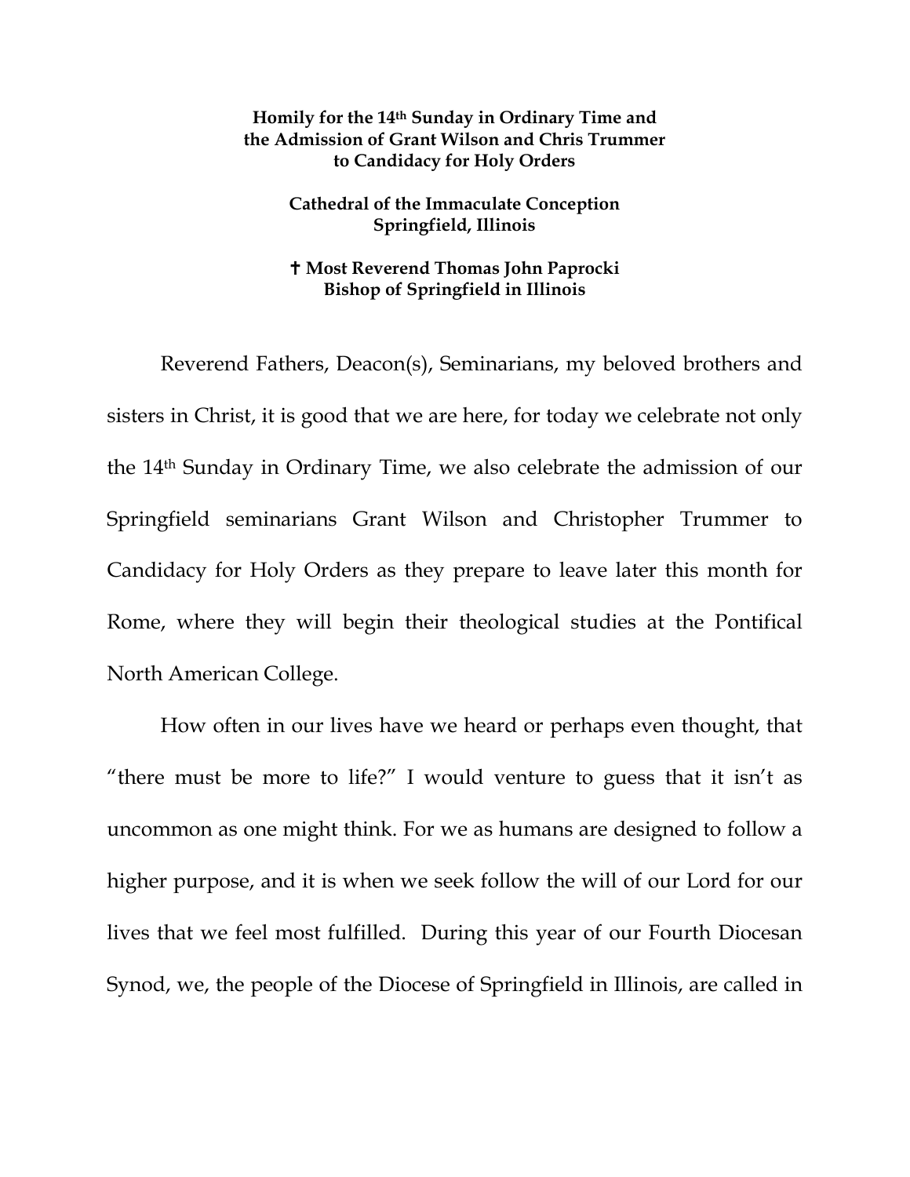**Homily for the 14th Sunday in Ordinary Time and the Admission of Grant Wilson and Chris Trummer to Candidacy for Holy Orders**

**Cathedral of the Immaculate Conception**
**Springfield, Illinois**

**✝ Most Reverend Thomas John Paprocki**
**Bishop of Springfield in Illinois**

Reverend Fathers, Deacon(s), Seminarians, my beloved brothers and sisters in Christ, it is good that we are here, for today we celebrate not only the 14th Sunday in Ordinary Time, we also celebrate the admission of our Springfield seminarians Grant Wilson and Christopher Trummer to Candidacy for Holy Orders as they prepare to leave later this month for Rome, where they will begin their theological studies at the Pontifical North American College.

How often in our lives have we heard or perhaps even thought, that "there must be more to life?" I would venture to guess that it isn't as uncommon as one might think. For we as humans are designed to follow a higher purpose, and it is when we seek follow the will of our Lord for our lives that we feel most fulfilled. During this year of our Fourth Diocesan Synod, we, the people of the Diocese of Springfield in Illinois, are called in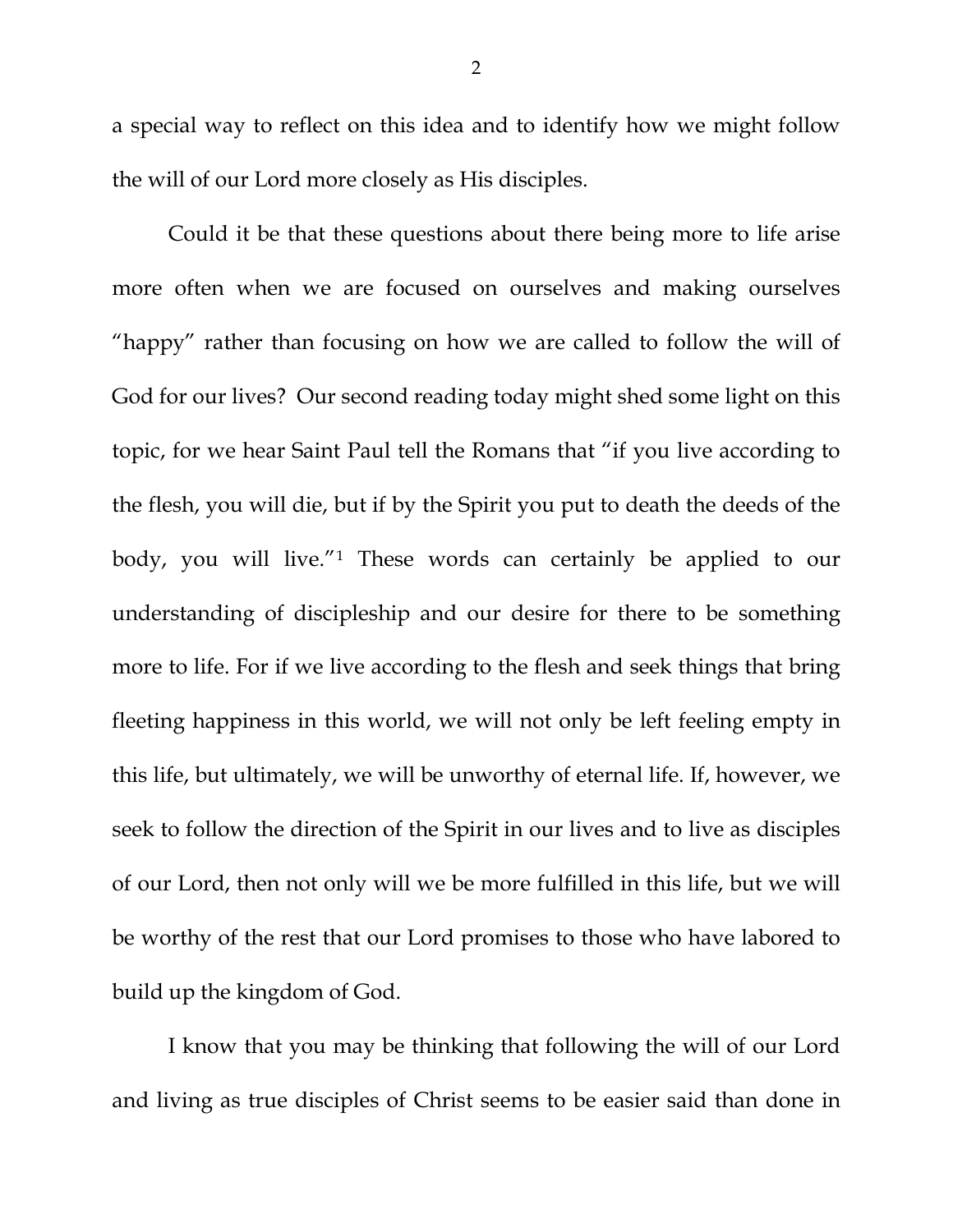a special way to reflect on this idea and to identify how we might follow the will of our Lord more closely as His disciples.

Could it be that these questions about there being more to life arise more often when we are focused on ourselves and making ourselves "happy" rather than focusing on how we are called to follow the will of God for our lives? Our second reading today might shed some light on this topic, for we hear Saint Paul tell the Romans that "if you live according to the flesh, you will die, but if by the Spirit you put to death the deeds of the body, you will live."[1] These words can certainly be applied to our understanding of discipleship and our desire for there to be something more to life. For if we live according to the flesh and seek things that bring fleeting happiness in this world, we will not only be left feeling empty in this life, but ultimately, we will be unworthy of eternal life. If, however, we seek to follow the direction of the Spirit in our lives and to live as disciples of our Lord, then not only will we be more fulfilled in this life, but we will be worthy of the rest that our Lord promises to those who have labored to build up the kingdom of God.

I know that you may be thinking that following the will of our Lord and living as true disciples of Christ seems to be easier said than done in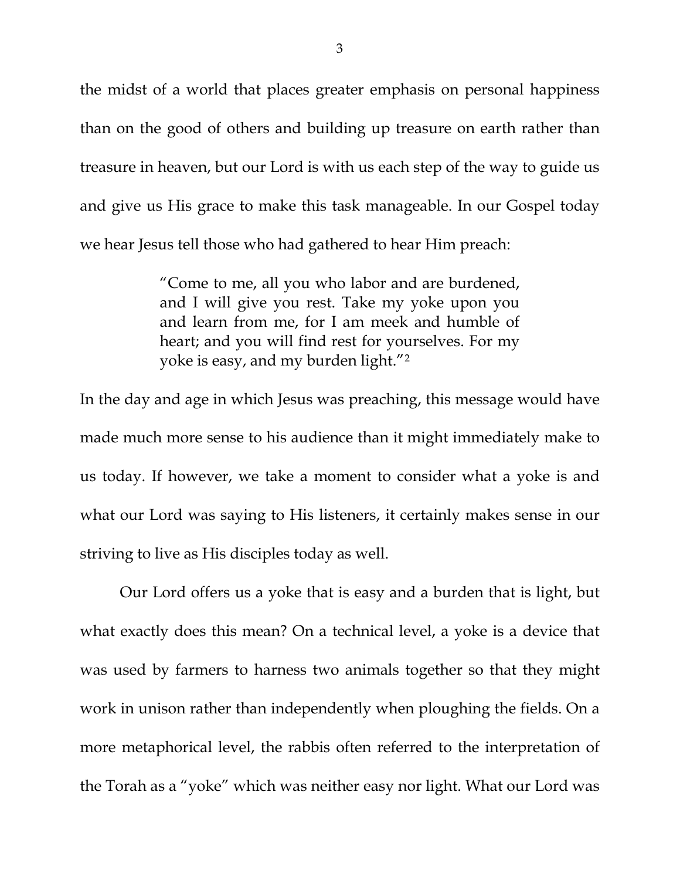the midst of a world that places greater emphasis on personal happiness than on the good of others and building up treasure on earth rather than treasure in heaven, but our Lord is with us each step of the way to guide us and give us His grace to make this task manageable. In our Gospel today we hear Jesus tell those who had gathered to hear Him preach:

> "Come to me, all you who labor and are burdened, and I will give you rest. Take my yoke upon you and learn from me, for I am meek and humble of heart; and you will find rest for yourselves. For my yoke is easy, and my burden light."[2]

In the day and age in which Jesus was preaching, this message would have made much more sense to his audience than it might immediately make to us today. If however, we take a moment to consider what a yoke is and what our Lord was saying to His listeners, it certainly makes sense in our striving to live as His disciples today as well.

Our Lord offers us a yoke that is easy and a burden that is light, but what exactly does this mean? On a technical level, a yoke is a device that was used by farmers to harness two animals together so that they might work in unison rather than independently when ploughing the fields. On a more metaphorical level, the rabbis often referred to the interpretation of the Torah as a "yoke" which was neither easy nor light. What our Lord was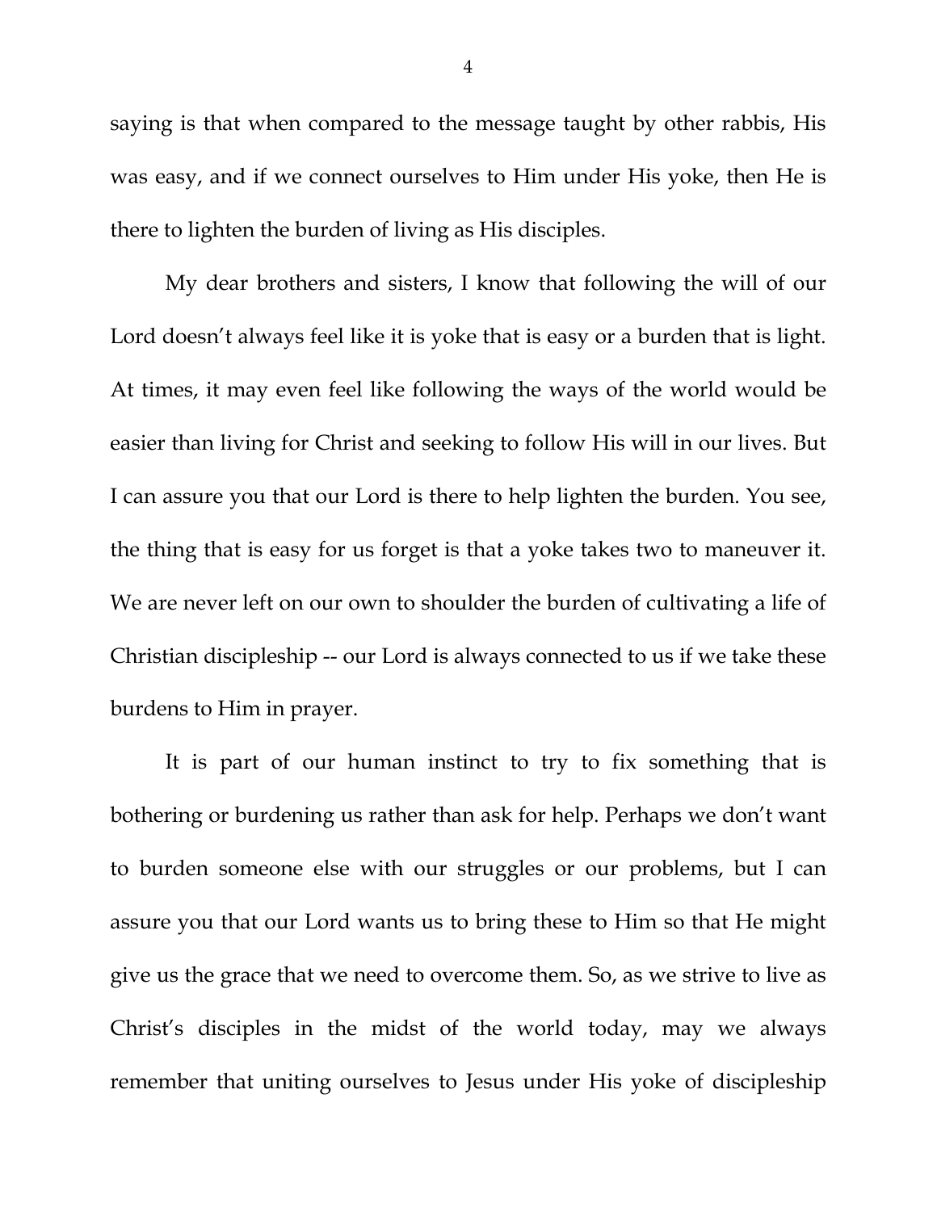saying is that when compared to the message taught by other rabbis, His was easy, and if we connect ourselves to Him under His yoke, then He is there to lighten the burden of living as His disciples.

My dear brothers and sisters, I know that following the will of our Lord doesn't always feel like it is yoke that is easy or a burden that is light. At times, it may even feel like following the ways of the world would be easier than living for Christ and seeking to follow His will in our lives. But I can assure you that our Lord is there to help lighten the burden. You see, the thing that is easy for us forget is that a yoke takes two to maneuver it. We are never left on our own to shoulder the burden of cultivating a life of Christian discipleship -- our Lord is always connected to us if we take these burdens to Him in prayer.

It is part of our human instinct to try to fix something that is bothering or burdening us rather than ask for help. Perhaps we don't want to burden someone else with our struggles or our problems, but I can assure you that our Lord wants us to bring these to Him so that He might give us the grace that we need to overcome them. So, as we strive to live as Christ's disciples in the midst of the world today, may we always remember that uniting ourselves to Jesus under His yoke of discipleship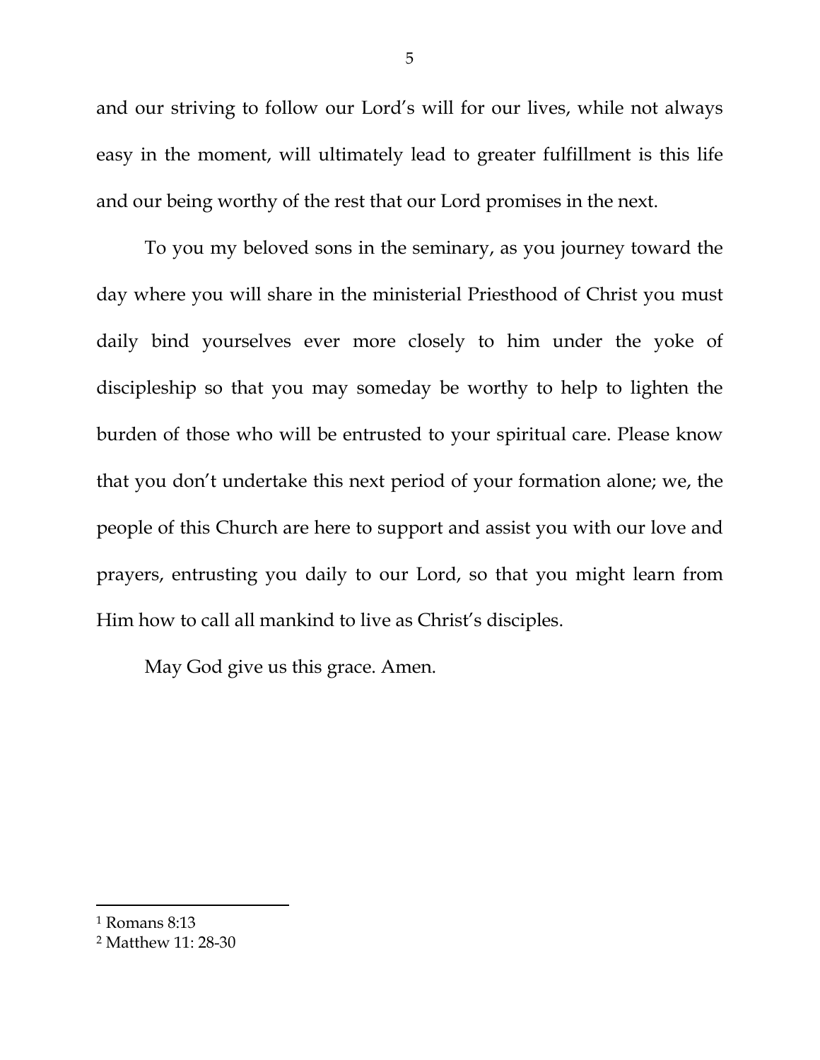and our striving to follow our Lord's will for our lives, while not always easy in the moment, will ultimately lead to greater fulfillment is this life and our being worthy of the rest that our Lord promises in the next.

To you my beloved sons in the seminary, as you journey toward the day where you will share in the ministerial Priesthood of Christ you must daily bind yourselves ever more closely to him under the yoke of discipleship so that you may someday be worthy to help to lighten the burden of those who will be entrusted to your spiritual care. Please know that you don't undertake this next period of your formation alone; we, the people of this Church are here to support and assist you with our love and prayers, entrusting you daily to our Lord, so that you might learn from Him how to call all mankind to live as Christ's disciples.

May God give us this grace. Amen.

---

[1] Romans 8:13

[2] Matthew 11: 28-30